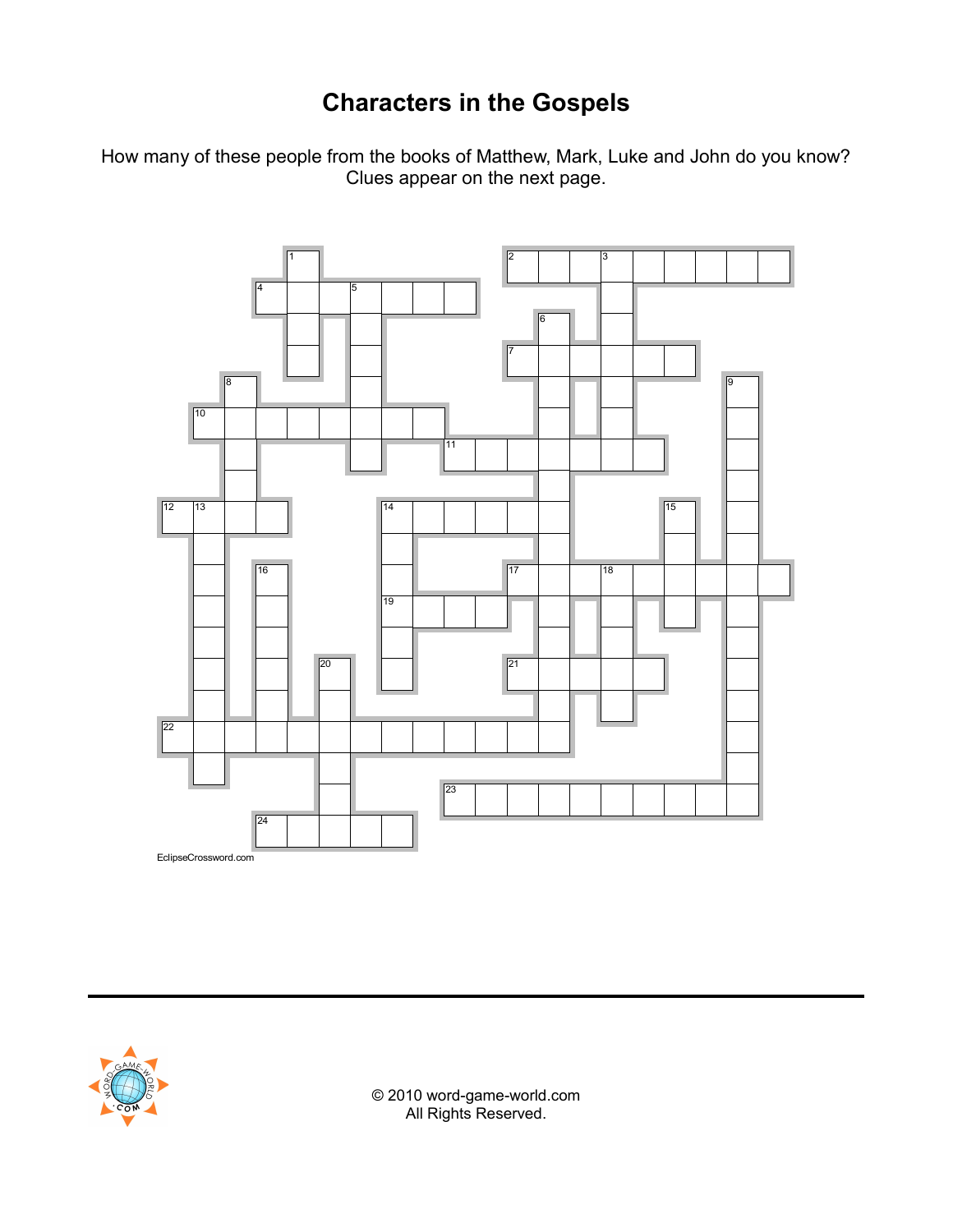# Characters in the Gospels

How many of these people from the books of Matthew, Mark, Luke and John do you know? Clues appear on the next page.

EclipseCrossword.com

© 2010 word-game-world.com
All Rights Reserved.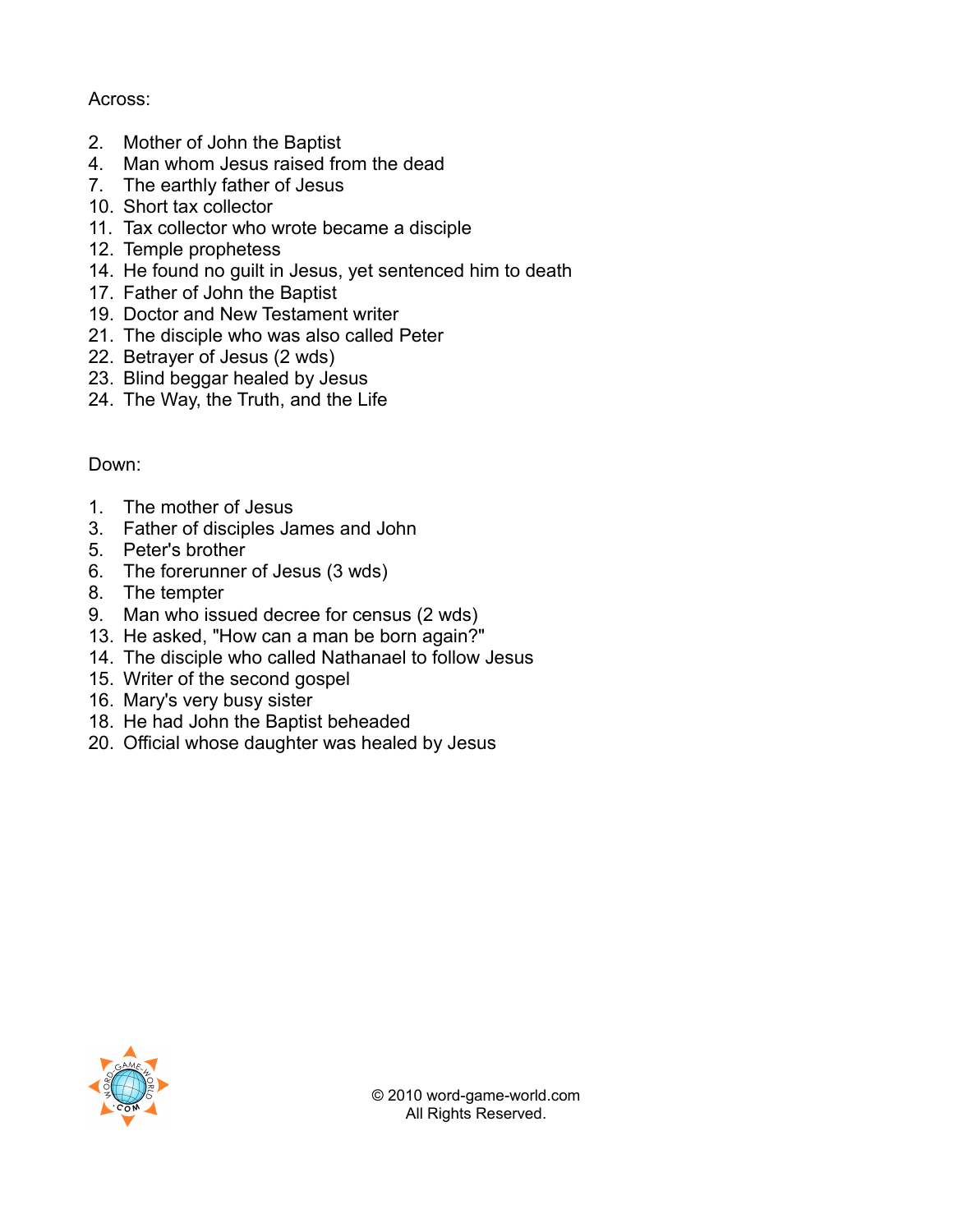Across:

2. Mother of John the Baptist
4. Man whom Jesus raised from the dead
7. The earthly father of Jesus
10. Short tax collector
11. Tax collector who wrote became a disciple
12. Temple prophetess
14. He found no guilt in Jesus, yet sentenced him to death
17. Father of John the Baptist
19. Doctor and New Testament writer
21. The disciple who was also called Peter
22. Betrayer of Jesus (2 wds)
23. Blind beggar healed by Jesus
24. The Way, the Truth, and the Life

Down:

1. The mother of Jesus
3. Father of disciples James and John
5. Peter's brother
6. The forerunner of Jesus (3 wds)
8. The tempter
9. Man who issued decree for census (2 wds)
13. He asked, "How can a man be born again?"
14. The disciple who called Nathanael to follow Jesus
15. Writer of the second gospel
16. Mary's very busy sister
18. He had John the Baptist beheaded
20. Official whose daughter was healed by Jesus

© 2010 word-game-world.com
All Rights Reserved.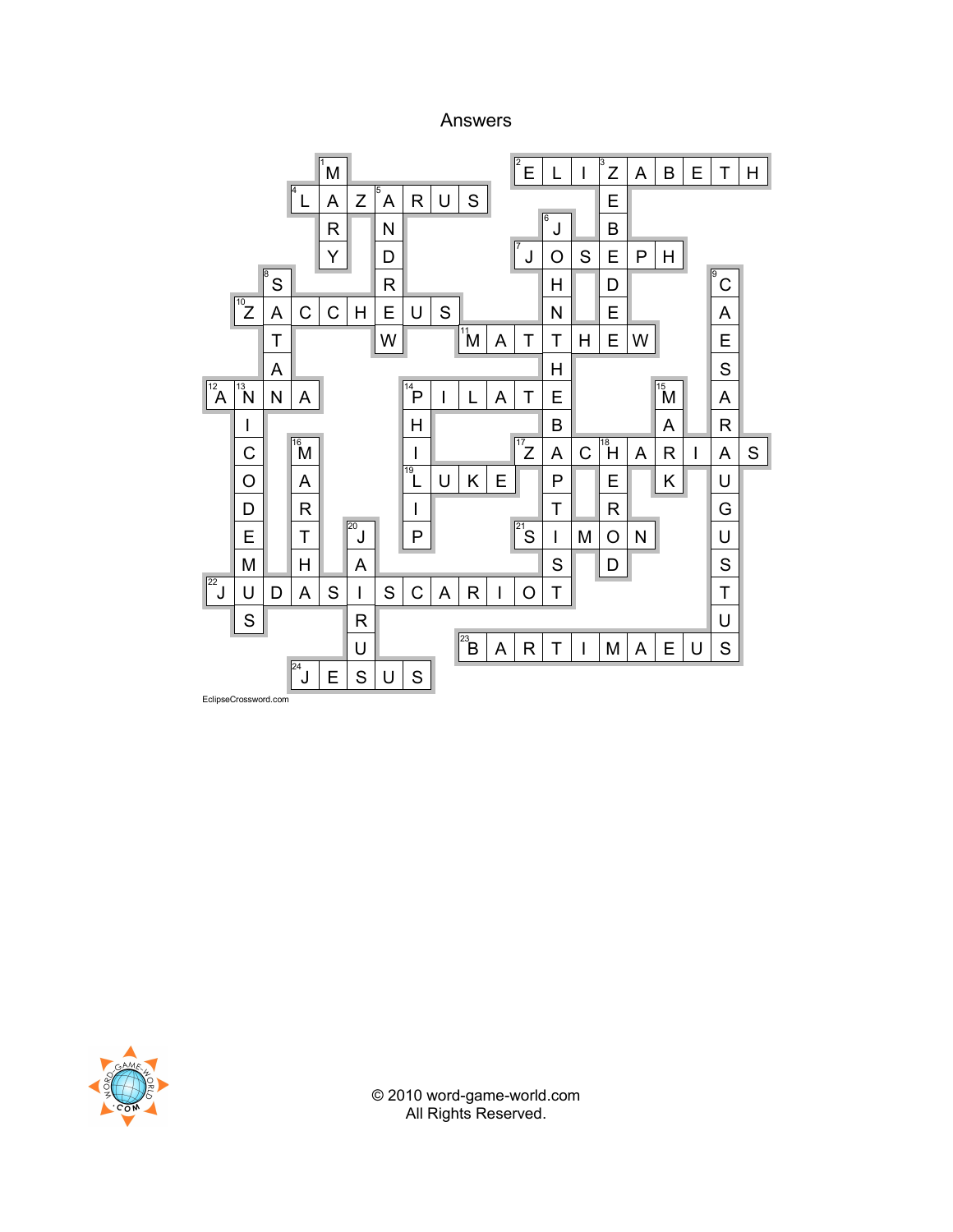# Answers

**Across**

2. ELIZABETH
4. LAZARUS
7. JOSEPH
10. ZACCHEUS
11. MATTHEW
12. ANNA
14. PILATE
17. ZACHARIAS
19. LUKE
21. SIMON
22. JUDAS ISCARIOT
23. BARTIMAEUS
24. JESUS

**Down**

1. MARY
3. ZEBEDEE
5. ANDREW
6. JOHN THE BAPTIST
8. SATAN
9. CAESAR AUGUSTUS
13. NICODEMUS
14. PHILIP
15. MARK
16. MARTHA
18. HEROD
20. JAIRUS

EclipseCrossword.com

© 2010 word-game-world.com
All Rights Reserved.